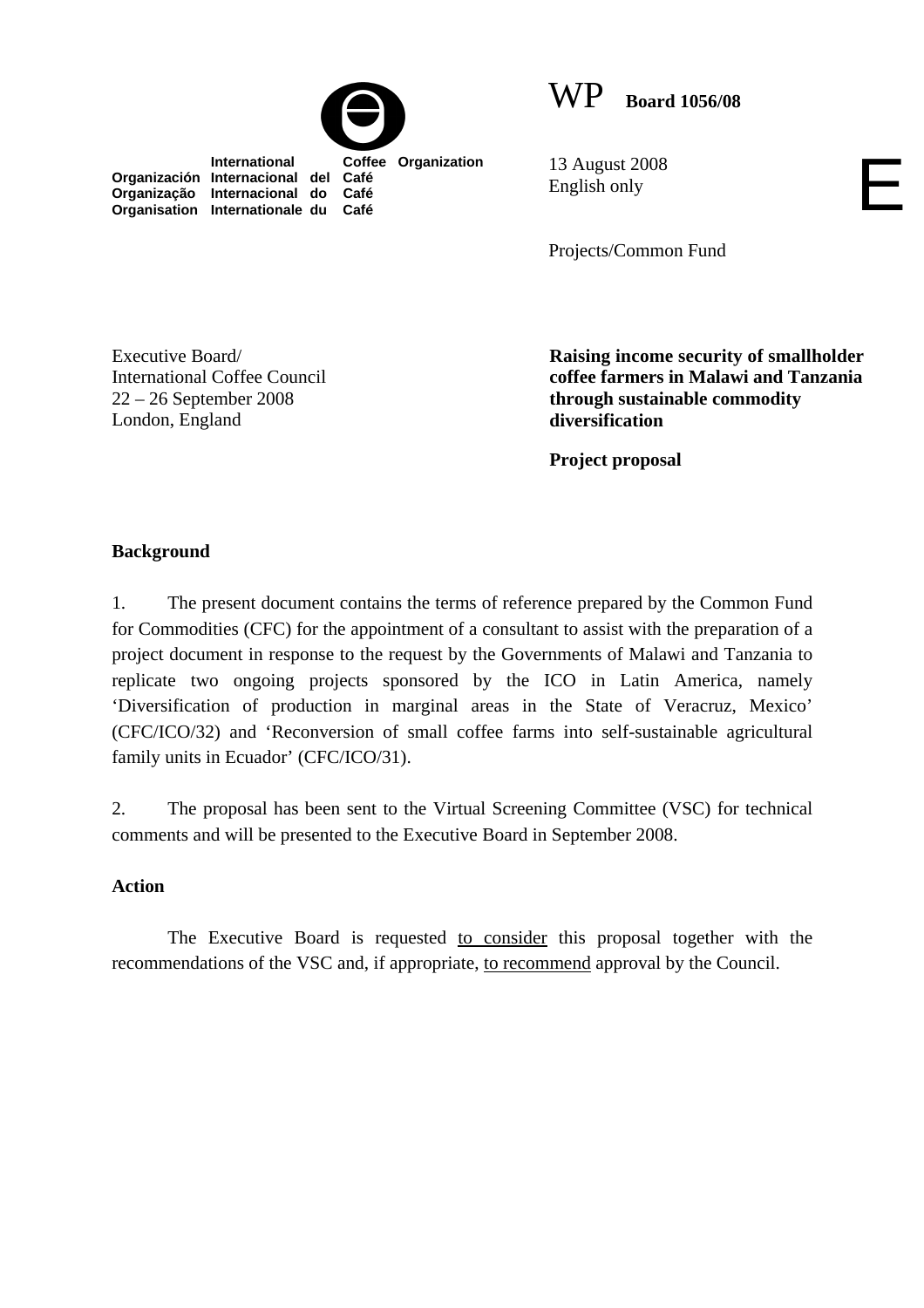International Coffee Organization
Organización Internacional del Café
Organização Internacional do Café
Organisation Internationale du Café

WP **Board 1056/08**

13 August 2008
English only

E

Projects/Common Fund

Executive Board/
International Coffee Council
22 – 26 September 2008
London, England

**Raising income security of smallholder coffee farmers in Malawi and Tanzania through sustainable commodity diversification**

**Project proposal**

**Background**

1. The present document contains the terms of reference prepared by the Common Fund for Commodities (CFC) for the appointment of a consultant to assist with the preparation of a project document in response to the request by the Governments of Malawi and Tanzania to replicate two ongoing projects sponsored by the ICO in Latin America, namely 'Diversification of production in marginal areas in the State of Veracruz, Mexico' (CFC/ICO/32) and 'Reconversion of small coffee farms into self-sustainable agricultural family units in Ecuador' (CFC/ICO/31).

2. The proposal has been sent to the Virtual Screening Committee (VSC) for technical comments and will be presented to the Executive Board in September 2008.

**Action**

The Executive Board is requested to consider this proposal together with the recommendations of the VSC and, if appropriate, to recommend approval by the Council.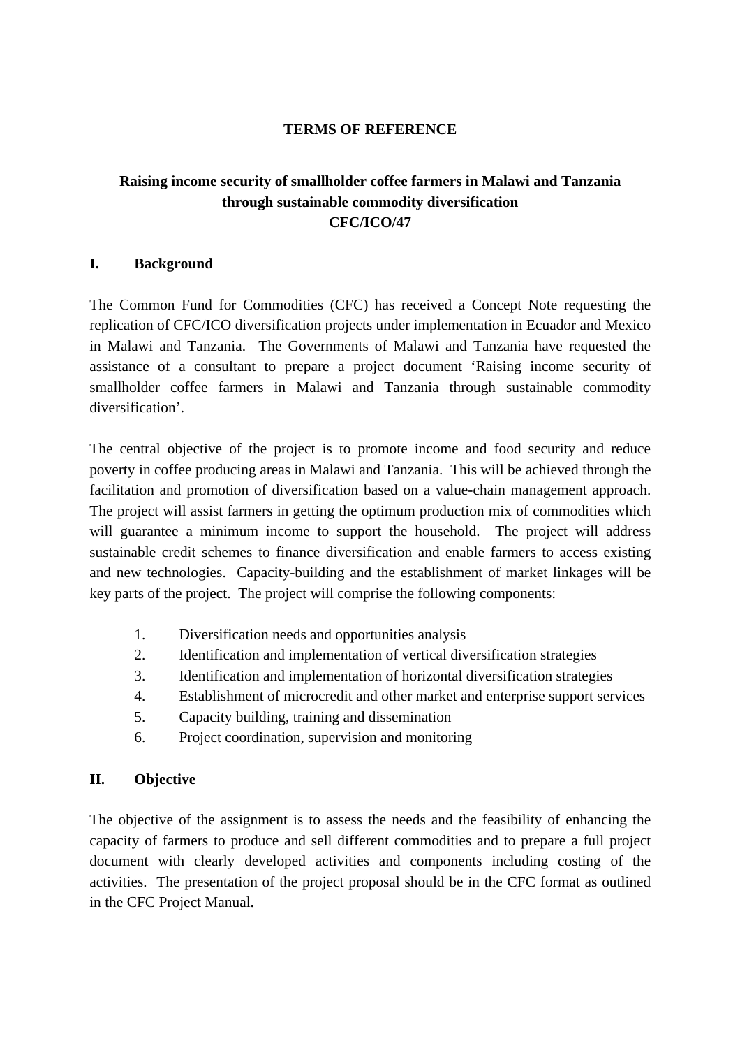**TERMS OF REFERENCE**

**Raising income security of smallholder coffee farmers in Malawi and Tanzania through sustainable commodity diversification**
**CFC/ICO/47**

## I. Background

The Common Fund for Commodities (CFC) has received a Concept Note requesting the replication of CFC/ICO diversification projects under implementation in Ecuador and Mexico in Malawi and Tanzania. The Governments of Malawi and Tanzania have requested the assistance of a consultant to prepare a project document 'Raising income security of smallholder coffee farmers in Malawi and Tanzania through sustainable commodity diversification'.

The central objective of the project is to promote income and food security and reduce poverty in coffee producing areas in Malawi and Tanzania. This will be achieved through the facilitation and promotion of diversification based on a value-chain management approach. The project will assist farmers in getting the optimum production mix of commodities which will guarantee a minimum income to support the household. The project will address sustainable credit schemes to finance diversification and enable farmers to access existing and new technologies. Capacity-building and the establishment of market linkages will be key parts of the project. The project will comprise the following components:

1. Diversification needs and opportunities analysis
2. Identification and implementation of vertical diversification strategies
3. Identification and implementation of horizontal diversification strategies
4. Establishment of microcredit and other market and enterprise support services
5. Capacity building, training and dissemination
6. Project coordination, supervision and monitoring

## II. Objective

The objective of the assignment is to assess the needs and the feasibility of enhancing the capacity of farmers to produce and sell different commodities and to prepare a full project document with clearly developed activities and components including costing of the activities. The presentation of the project proposal should be in the CFC format as outlined in the CFC Project Manual.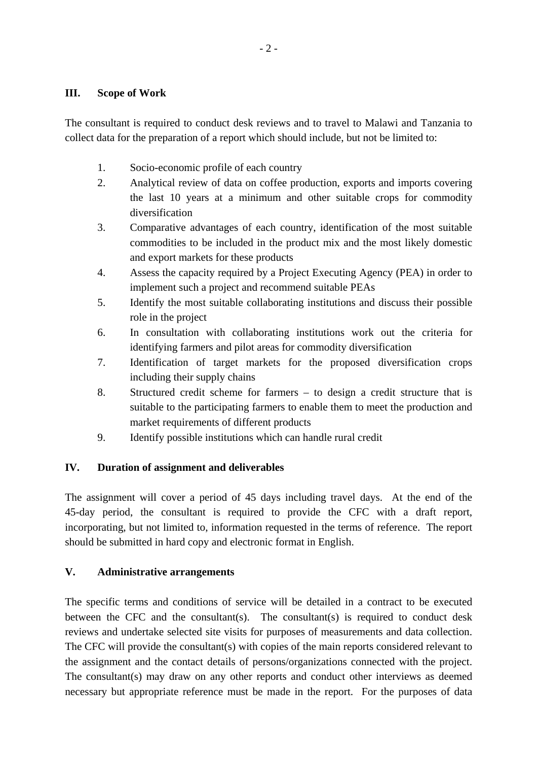## III. Scope of Work

The consultant is required to conduct desk reviews and to travel to Malawi and Tanzania to collect data for the preparation of a report which should include, but not be limited to:

1. Socio-economic profile of each country
2. Analytical review of data on coffee production, exports and imports covering the last 10 years at a minimum and other suitable crops for commodity diversification
3. Comparative advantages of each country, identification of the most suitable commodities to be included in the product mix and the most likely domestic and export markets for these products
4. Assess the capacity required by a Project Executing Agency (PEA) in order to implement such a project and recommend suitable PEAs
5. Identify the most suitable collaborating institutions and discuss their possible role in the project
6. In consultation with collaborating institutions work out the criteria for identifying farmers and pilot areas for commodity diversification
7. Identification of target markets for the proposed diversification crops including their supply chains
8. Structured credit scheme for farmers – to design a credit structure that is suitable to the participating farmers to enable them to meet the production and market requirements of different products
9. Identify possible institutions which can handle rural credit

## IV. Duration of assignment and deliverables

The assignment will cover a period of 45 days including travel days. At the end of the 45-day period, the consultant is required to provide the CFC with a draft report, incorporating, but not limited to, information requested in the terms of reference. The report should be submitted in hard copy and electronic format in English.

## V. Administrative arrangements

The specific terms and conditions of service will be detailed in a contract to be executed between the CFC and the consultant(s). The consultant(s) is required to conduct desk reviews and undertake selected site visits for purposes of measurements and data collection. The CFC will provide the consultant(s) with copies of the main reports considered relevant to the assignment and the contact details of persons/organizations connected with the project. The consultant(s) may draw on any other reports and conduct other interviews as deemed necessary but appropriate reference must be made in the report. For the purposes of data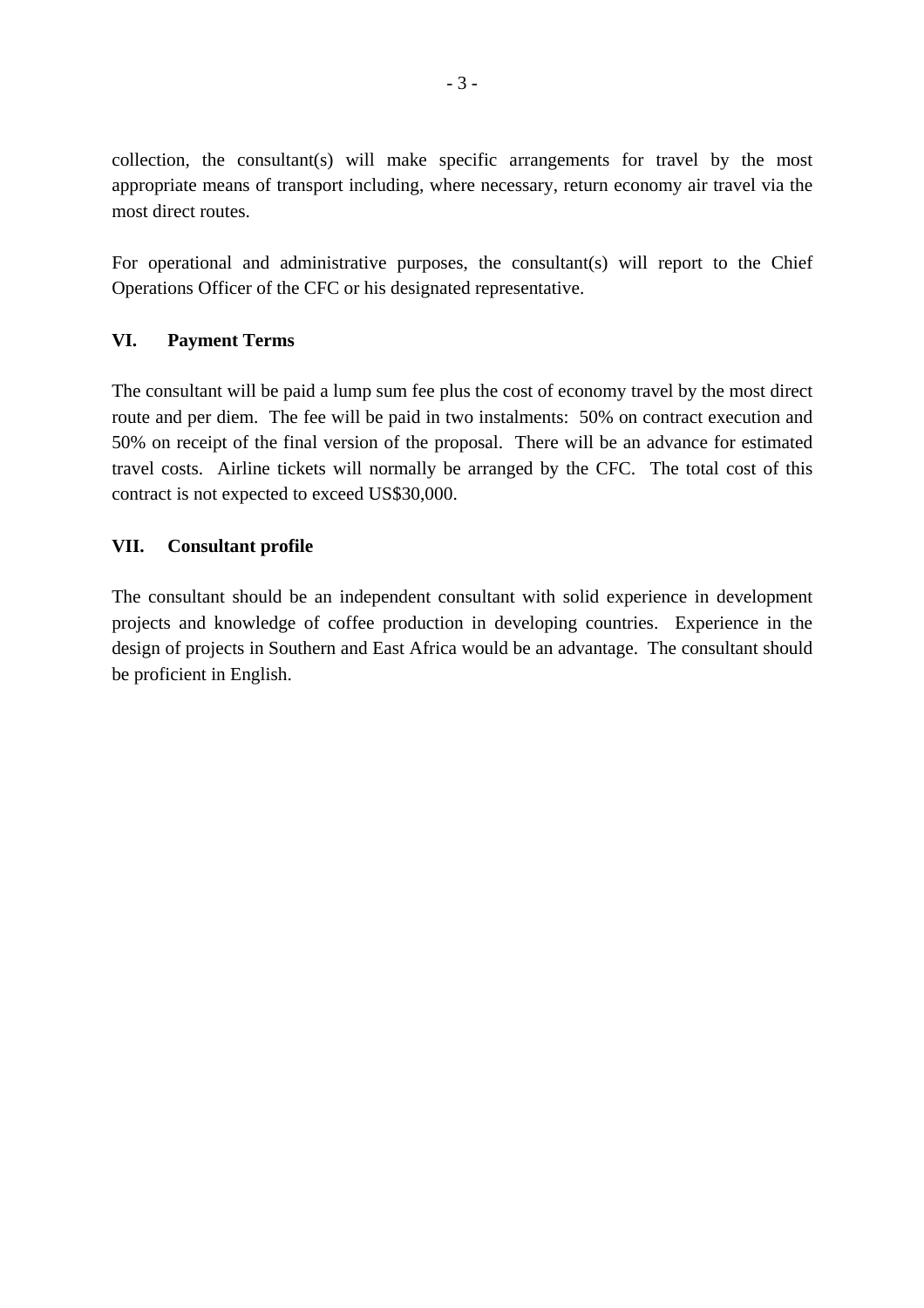collection, the consultant(s) will make specific arrangements for travel by the most appropriate means of transport including, where necessary, return economy air travel via the most direct routes.

For operational and administrative purposes, the consultant(s) will report to the Chief Operations Officer of the CFC or his designated representative.

## VI. Payment Terms

The consultant will be paid a lump sum fee plus the cost of economy travel by the most direct route and per diem. The fee will be paid in two instalments: 50% on contract execution and 50% on receipt of the final version of the proposal. There will be an advance for estimated travel costs. Airline tickets will normally be arranged by the CFC. The total cost of this contract is not expected to exceed US$30,000.

## VII. Consultant profile

The consultant should be an independent consultant with solid experience in development projects and knowledge of coffee production in developing countries. Experience in the design of projects in Southern and East Africa would be an advantage. The consultant should be proficient in English.